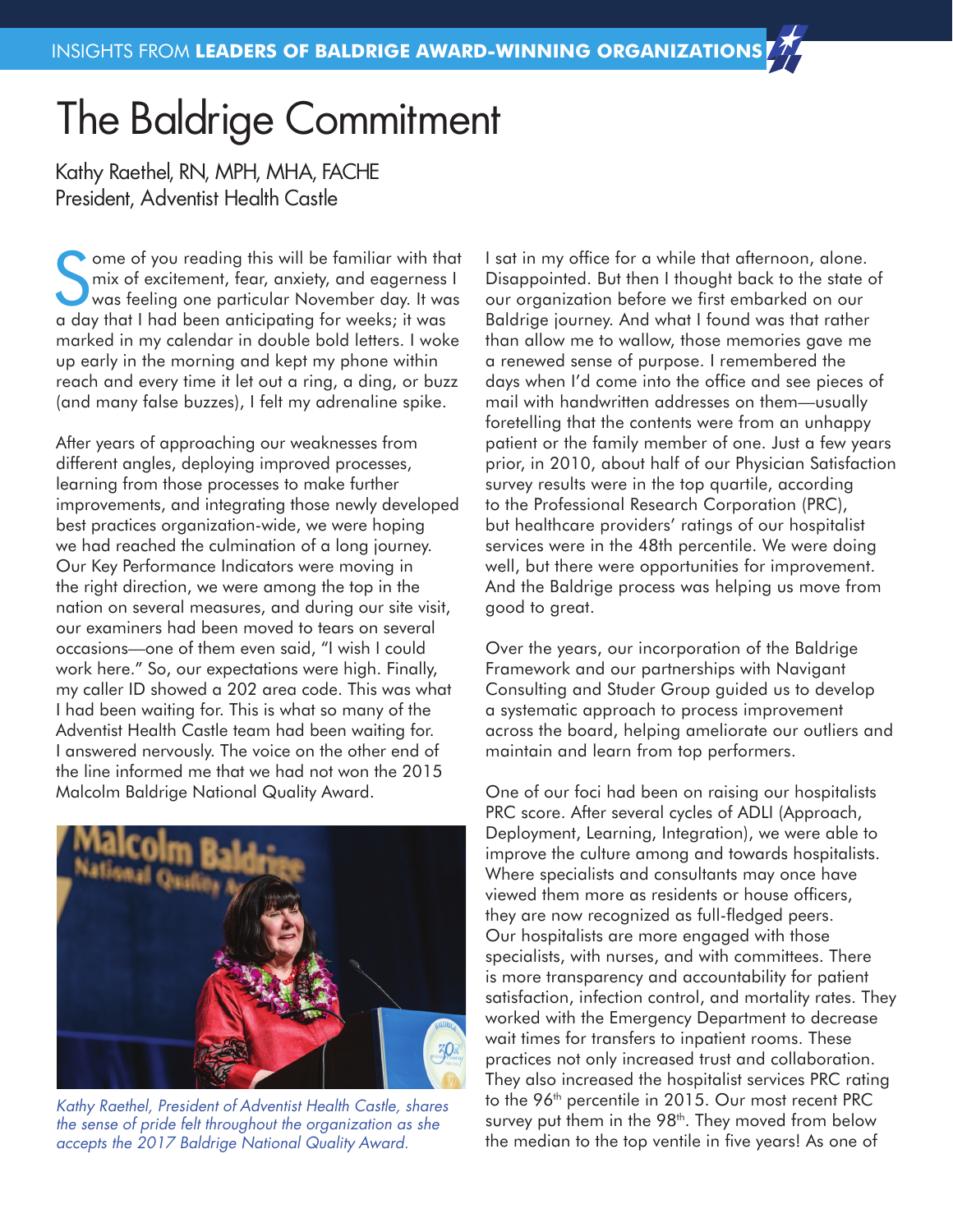INSIGHTS FROM **LEADERS OF BALDRIGE AWARD-WINNING ORGANIZATIONS**

# The Baldrige Commitment

Kathy Raethel, RN, MPH, MHA, FACHE
President, Adventist Health Castle

Some of you reading this will be familiar with that mix of excitement, fear, anxiety, and eagerness I was feeling one particular November day. It was a day that I had been anticipating for weeks; it was marked in my calendar in double bold letters. I woke up early in the morning and kept my phone within reach and every time it let out a ring, a ding, or buzz (and many false buzzes), I felt my adrenaline spike.

After years of approaching our weaknesses from different angles, deploying improved processes, learning from those processes to make further improvements, and integrating those newly developed best practices organization-wide, we were hoping we had reached the culmination of a long journey. Our Key Performance Indicators were moving in the right direction, we were among the top in the nation on several measures, and during our site visit, our examiners had been moved to tears on several occasions—one of them even said, "I wish I could work here." So, our expectations were high. Finally, my caller ID showed a 202 area code. This was what I had been waiting for. This is what so many of the Adventist Health Castle team had been waiting for. I answered nervously. The voice on the other end of the line informed me that we had not won the 2015 Malcolm Baldrige National Quality Award.

*Kathy Raethel, President of Adventist Health Castle, shares the sense of pride felt throughout the organization as she accepts the 2017 Baldrige National Quality Award.*

I sat in my office for a while that afternoon, alone. Disappointed. But then I thought back to the state of our organization before we first embarked on our Baldrige journey. And what I found was that rather than allow me to wallow, those memories gave me a renewed sense of purpose. I remembered the days when I'd come into the office and see pieces of mail with handwritten addresses on them—usually foretelling that the contents were from an unhappy patient or the family member of one. Just a few years prior, in 2010, about half of our Physician Satisfaction survey results were in the top quartile, according to the Professional Research Corporation (PRC), but healthcare providers' ratings of our hospitalist services were in the 48th percentile. We were doing well, but there were opportunities for improvement. And the Baldrige process was helping us move from good to great.

Over the years, our incorporation of the Baldrige Framework and our partnerships with Navigant Consulting and Studer Group guided us to develop a systematic approach to process improvement across the board, helping ameliorate our outliers and maintain and learn from top performers.

One of our foci had been on raising our hospitalists PRC score. After several cycles of ADLI (Approach, Deployment, Learning, Integration), we were able to improve the culture among and towards hospitalists. Where specialists and consultants may once have viewed them more as residents or house officers, they are now recognized as full-fledged peers. Our hospitalists are more engaged with those specialists, with nurses, and with committees. There is more transparency and accountability for patient satisfaction, infection control, and mortality rates. They worked with the Emergency Department to decrease wait times for transfers to inpatient rooms. These practices not only increased trust and collaboration. They also increased the hospitalist services PRC rating to the 96th percentile in 2015. Our most recent PRC survey put them in the 98th. They moved from below the median to the top ventile in five years! As one of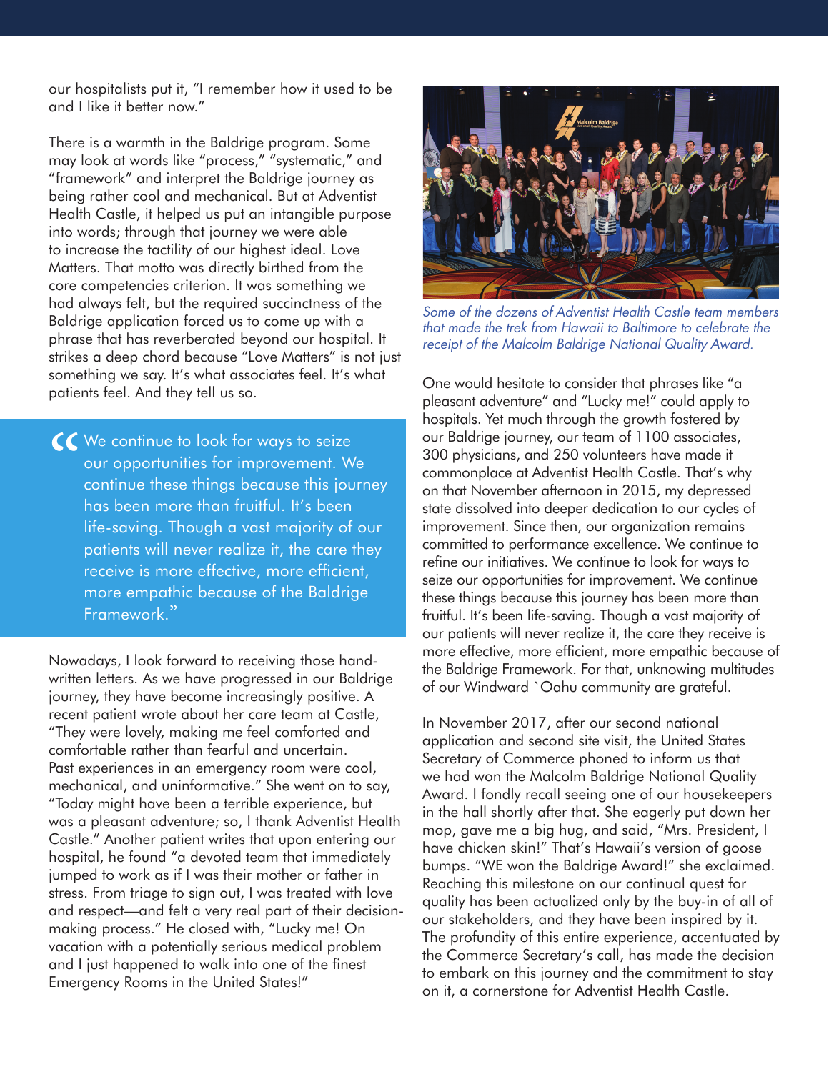our hospitalists put it, "I remember how it used to be and I like it better now."

There is a warmth in the Baldrige program. Some may look at words like "process," "systematic," and "framework" and interpret the Baldrige journey as being rather cool and mechanical. But at Adventist Health Castle, it helped us put an intangible purpose into words; through that journey we were able to increase the tactility of our highest ideal. Love Matters. That motto was directly birthed from the core competencies criterion. It was something we had always felt, but the required succinctness of the Baldrige application forced us to come up with a phrase that has reverberated beyond our hospital. It strikes a deep chord because "Love Matters" is not just something we say. It's what associates feel. It's what patients feel. And they tell us so.

> "We continue to look for ways to seize our opportunities for improvement. We continue these things because this journey has been more than fruitful. It's been life-saving. Though a vast majority of our patients will never realize it, the care they receive is more effective, more efficient, more empathic because of the Baldrige Framework."

Nowadays, I look forward to receiving those hand-written letters. As we have progressed in our Baldrige journey, they have become increasingly positive. A recent patient wrote about her care team at Castle, "They were lovely, making me feel comforted and comfortable rather than fearful and uncertain. Past experiences in an emergency room were cool, mechanical, and uninformative." She went on to say, "Today might have been a terrible experience, but was a pleasant adventure; so, I thank Adventist Health Castle." Another patient writes that upon entering our hospital, he found "a devoted team that immediately jumped to work as if I was their mother or father in stress. From triage to sign out, I was treated with love and respect—and felt a very real part of their decision-making process." He closed with, "Lucky me! On vacation with a potentially serious medical problem and I just happened to walk into one of the finest Emergency Rooms in the United States!"

*Some of the dozens of Adventist Health Castle team members that made the trek from Hawaii to Baltimore to celebrate the receipt of the Malcolm Baldrige National Quality Award.*

One would hesitate to consider that phrases like "a pleasant adventure" and "Lucky me!" could apply to hospitals. Yet much through the growth fostered by our Baldrige journey, our team of 1100 associates, 300 physicians, and 250 volunteers have made it commonplace at Adventist Health Castle. That's why on that November afternoon in 2015, my depressed state dissolved into deeper dedication to our cycles of improvement. Since then, our organization remains committed to performance excellence. We continue to refine our initiatives. We continue to look for ways to seize our opportunities for improvement. We continue these things because this journey has been more than fruitful. It's been life-saving. Though a vast majority of our patients will never realize it, the care they receive is more effective, more efficient, more empathic because of the Baldrige Framework. For that, unknowing multitudes of our Windward `Oahu community are grateful.

In November 2017, after our second national application and second site visit, the United States Secretary of Commerce phoned to inform us that we had won the Malcolm Baldrige National Quality Award. I fondly recall seeing one of our housekeepers in the hall shortly after that. She eagerly put down her mop, gave me a big hug, and said, "Mrs. President, I have chicken skin!" That's Hawaii's version of goose bumps. "WE won the Baldrige Award!" she exclaimed. Reaching this milestone on our continual quest for quality has been actualized only by the buy-in of all of our stakeholders, and they have been inspired by it. The profundity of this entire experience, accentuated by the Commerce Secretary's call, has made the decision to embark on this journey and the commitment to stay on it, a cornerstone for Adventist Health Castle.